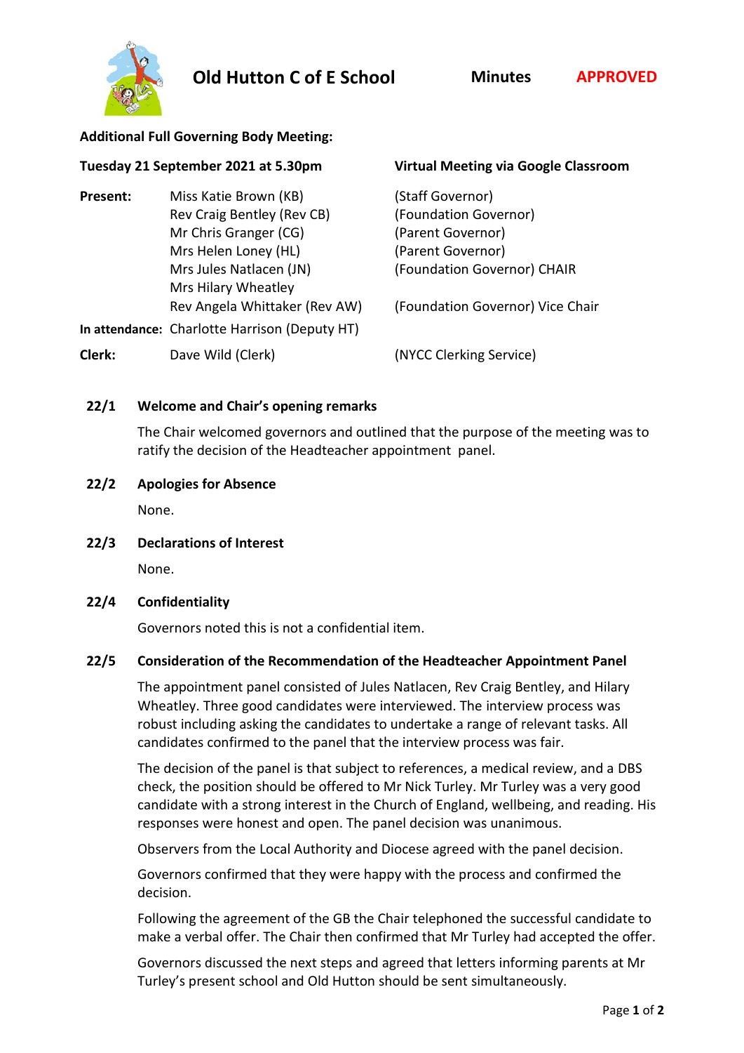# Old Hutton C of E School

**Minutes** **APPROVED**

**Additional Full Governing Body Meeting:**

**Tuesday 21 September 2021 at 5.30pm** — **Virtual Meeting via Google Classroom**

| | | |
|---|---|---|
| **Present:** | Miss Katie Brown (KB) | (Staff Governor) |
| | Rev Craig Bentley (Rev CB) | (Foundation Governor) |
| | Mr Chris Granger (CG) | (Parent Governor) |
| | Mrs Helen Loney (HL) | (Parent Governor) |
| | Mrs Jules Natlacen (JN) | (Foundation Governor) CHAIR |
| | Mrs Hilary Wheatley | |
| | Rev Angela Whittaker (Rev AW) | (Foundation Governor) Vice Chair |
| **In attendance:** | Charlotte Harrison (Deputy HT) | |
| **Clerk:** | Dave Wild (Clerk) | (NYCC Clerking Service) |

## 22/1 Welcome and Chair's opening remarks

The Chair welcomed governors and outlined that the purpose of the meeting was to ratify the decision of the Headteacher appointment panel.

## 22/2 Apologies for Absence

None.

## 22/3 Declarations of Interest

None.

## 22/4 Confidentiality

Governors noted this is not a confidential item.

## 22/5 Consideration of the Recommendation of the Headteacher Appointment Panel

The appointment panel consisted of Jules Natlacen, Rev Craig Bentley, and Hilary Wheatley. Three good candidates were interviewed. The interview process was robust including asking the candidates to undertake a range of relevant tasks. All candidates confirmed to the panel that the interview process was fair.

The decision of the panel is that subject to references, a medical review, and a DBS check, the position should be offered to Mr Nick Turley. Mr Turley was a very good candidate with a strong interest in the Church of England, wellbeing, and reading. His responses were honest and open. The panel decision was unanimous.

Observers from the Local Authority and Diocese agreed with the panel decision.

Governors confirmed that they were happy with the process and confirmed the decision.

Following the agreement of the GB the Chair telephoned the successful candidate to make a verbal offer. The Chair then confirmed that Mr Turley had accepted the offer.

Governors discussed the next steps and agreed that letters informing parents at Mr Turley's present school and Old Hutton should be sent simultaneously.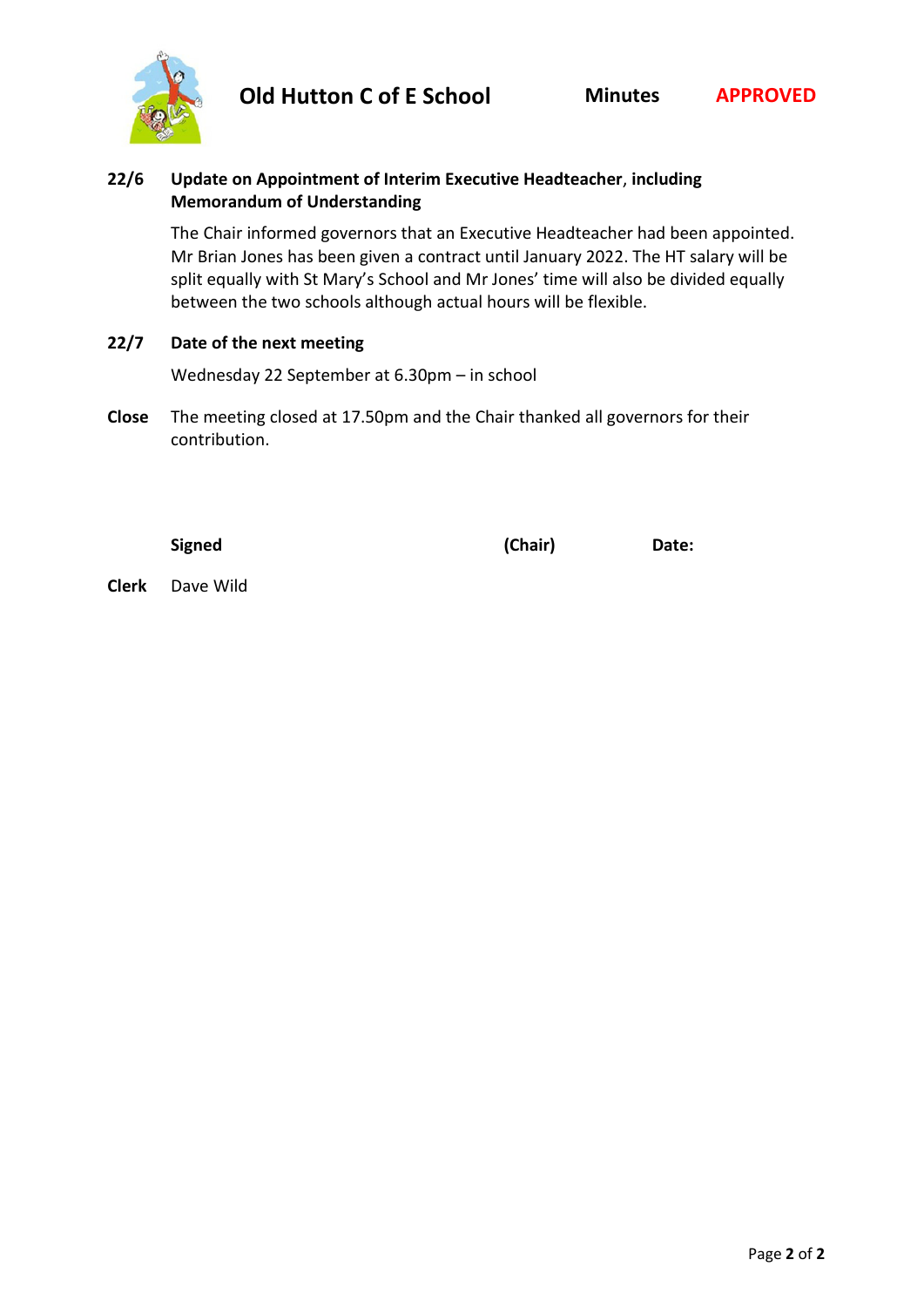**Old Hutton C of E School** **Minutes** **APPROVED**

**22/6 Update on Appointment of Interim Executive Headteacher, including Memorandum of Understanding**

The Chair informed governors that an Executive Headteacher had been appointed. Mr Brian Jones has been given a contract until January 2022. The HT salary will be split equally with St Mary's School and Mr Jones' time will also be divided equally between the two schools although actual hours will be flexible.

**22/7 Date of the next meeting**

Wednesday 22 September at 6.30pm – in school

**Close** The meeting closed at 17.50pm and the Chair thanked all governors for their contribution.

**Signed** **(Chair)** **Date:**

**Clerk** Dave Wild